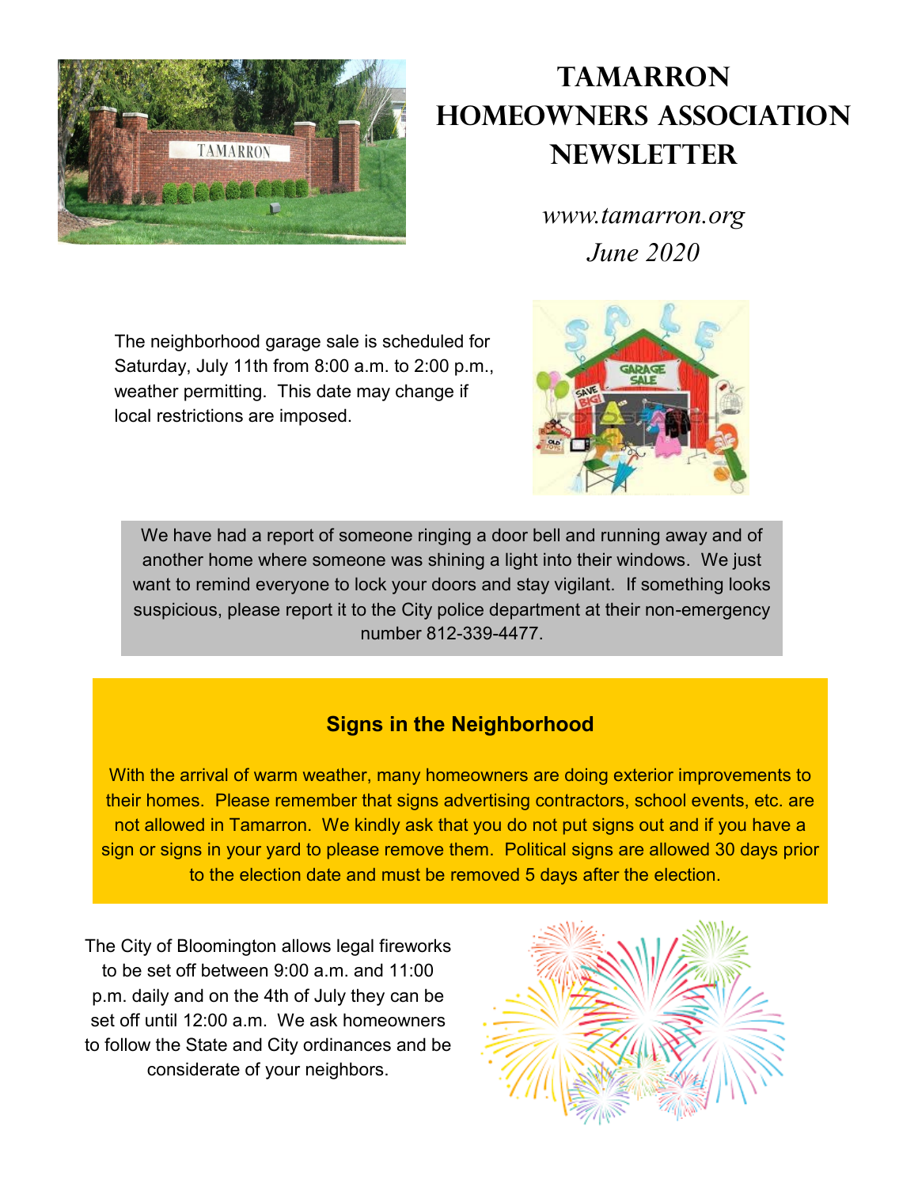# Tamarron Homeowners Association Newsletter

*www.tamarron.org*

*June 2020*

The neighborhood garage sale is scheduled for Saturday, July 11th from 8:00 a.m. to 2:00 p.m., weather permitting. This date may change if local restrictions are imposed.

We have had a report of someone ringing a door bell and running away and of another home where someone was shining a light into their windows. We just want to remind everyone to lock your doors and stay vigilant. If something looks suspicious, please report it to the City police department at their non-emergency number 812-339-4477.

## Signs in the Neighborhood

With the arrival of warm weather, many homeowners are doing exterior improvements to their homes. Please remember that signs advertising contractors, school events, etc. are not allowed in Tamarron. We kindly ask that you do not put signs out and if you have a sign or signs in your yard to please remove them. Political signs are allowed 30 days prior to the election date and must be removed 5 days after the election.

The City of Bloomington allows legal fireworks to be set off between 9:00 a.m. and 11:00 p.m. daily and on the 4th of July they can be set off until 12:00 a.m. We ask homeowners to follow the State and City ordinances and be considerate of your neighbors.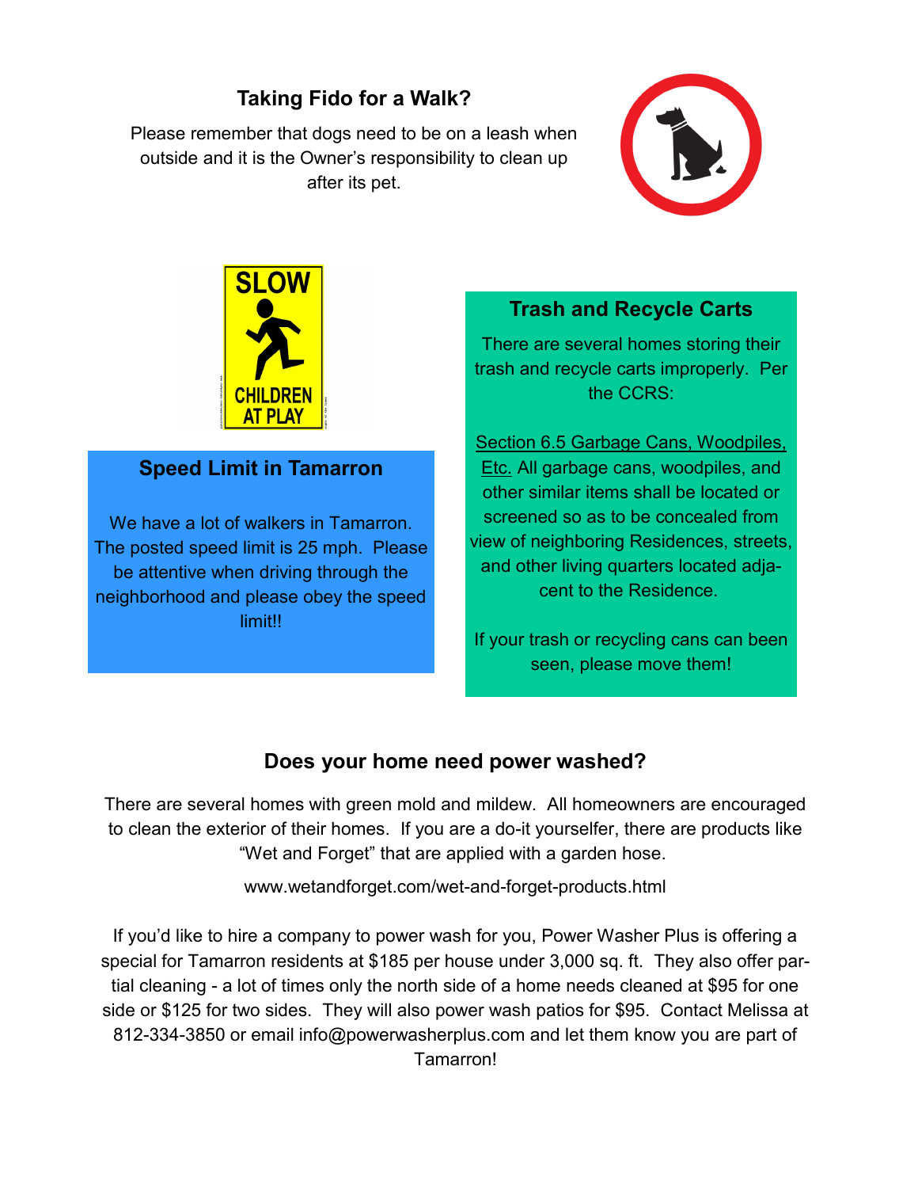## Taking Fido for a Walk?

Please remember that dogs need to be on a leash when outside and it is the Owner's responsibility to clean up after its pet.

SLOW CHILDREN AT PLAY

## Speed Limit in Tamarron

We have a lot of walkers in Tamarron. The posted speed limit is 25 mph. Please be attentive when driving through the neighborhood and please obey the speed limit!!

## Trash and Recycle Carts

There are several homes storing their trash and recycle carts improperly. Per the CCRS:

Section 6.5 Garbage Cans, Woodpiles, Etc. All garbage cans, woodpiles, and other similar items shall be located or screened so as to be concealed from view of neighboring Residences, streets, and other living quarters located adjacent to the Residence.

If your trash or recycling cans can been seen, please move them!

## Does your home need power washed?

There are several homes with green mold and mildew. All homeowners are encouraged to clean the exterior of their homes. If you are a do-it yourselfer, there are products like "Wet and Forget" that are applied with a garden hose.

www.wetandforget.com/wet-and-forget-products.html

If you'd like to hire a company to power wash for you, Power Washer Plus is offering a special for Tamarron residents at $185 per house under 3,000 sq. ft. They also offer partial cleaning - a lot of times only the north side of a home needs cleaned at $95 for one side or $125 for two sides. They will also power wash patios for $95. Contact Melissa at 812-334-3850 or email info@powerwasherplus.com and let them know you are part of Tamarron!